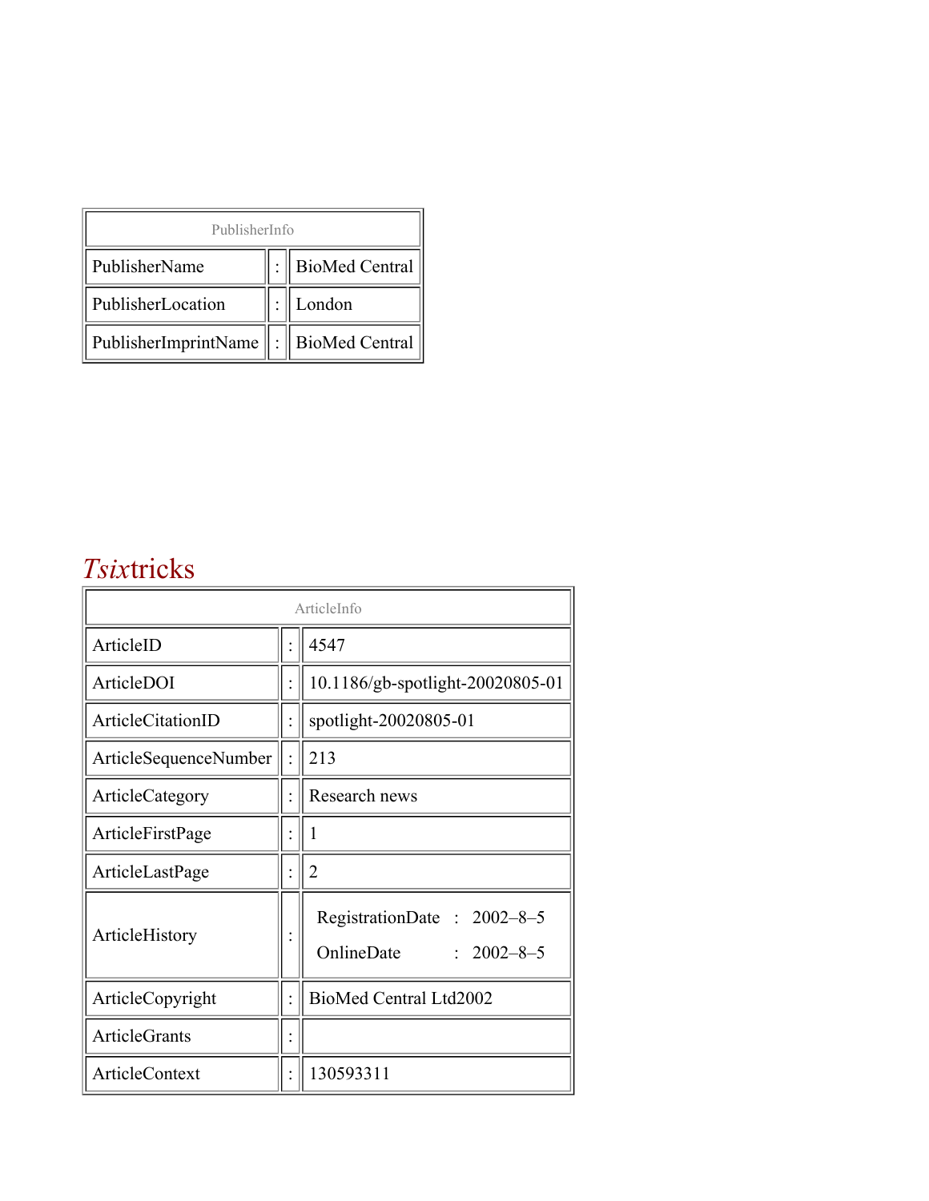| PublisherInfo | | |
|---|---|---|
| PublisherName | : | BioMed Central |
| PublisherLocation | : | London |
| PublisherImprintName | : | BioMed Central |

# *Tsix*tricks

| ArticleInfo | | |
|---|---|---|
| ArticleID | : | 4547 |
| ArticleDOI | : | 10.1186/gb-spotlight-20020805-01 |
| ArticleCitationID | : | spotlight-20020805-01 |
| ArticleSequenceNumber | : | 213 |
| ArticleCategory | : | Research news |
| ArticleFirstPage | : | 1 |
| ArticleLastPage | : | 2 |
| ArticleHistory | : | RegistrationDate : 2002–8–5<br>OnlineDate : 2002–8–5 |
| ArticleCopyright | : | BioMed Central Ltd2002 |
| ArticleGrants | : | |
| ArticleContext | : | 130593311 |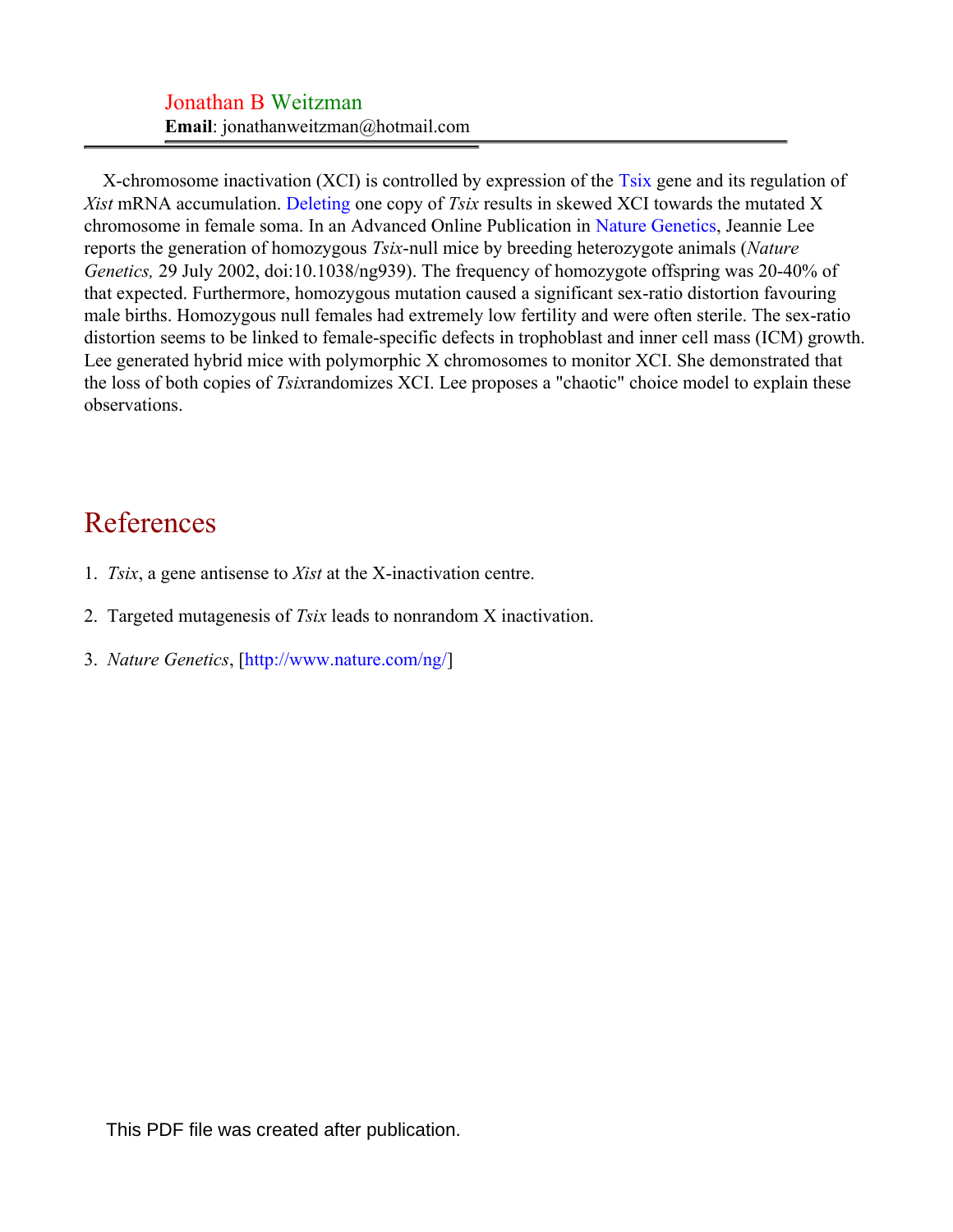Jonathan B Weitzman
**Email**: jonathanweitzman@hotmail.com

X-chromosome inactivation (XCI) is controlled by expression of the Tsix gene and its regulation of *Xist* mRNA accumulation. Deleting one copy of *Tsix* results in skewed XCI towards the mutated X chromosome in female soma. In an Advanced Online Publication in Nature Genetics, Jeannie Lee reports the generation of homozygous *Tsix*-null mice by breeding heterozygote animals (*Nature Genetics,* 29 July 2002, doi:10.1038/ng939). The frequency of homozygote offspring was 20-40% of that expected. Furthermore, homozygous mutation caused a significant sex-ratio distortion favouring male births. Homozygous null females had extremely low fertility and were often sterile. The sex-ratio distortion seems to be linked to female-specific defects in trophoblast and inner cell mass (ICM) growth. Lee generated hybrid mice with polymorphic X chromosomes to monitor XCI. She demonstrated that the loss of both copies of *Tsix*randomizes XCI. Lee proposes a "chaotic" choice model to explain these observations.

# References

1. *Tsix*, a gene antisense to *Xist* at the X-inactivation centre.
2. Targeted mutagenesis of *Tsix* leads to nonrandom X inactivation.
3. *Nature Genetics*, [http://www.nature.com/ng/]

This PDF file was created after publication.